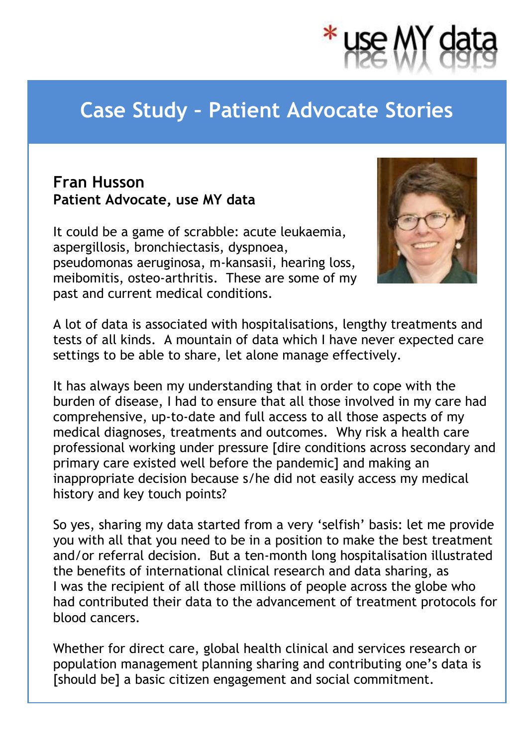# Case Study – Patient Advocate Stories

**Fran Husson**
**Patient Advocate, use MY data**

It could be a game of scrabble: acute leukaemia, aspergillosis, bronchiectasis, dyspnoea, pseudomonas aeruginosa, m-kansasii, hearing loss, meibomitis, osteo-arthritis. These are some of my past and current medical conditions.

A lot of data is associated with hospitalisations, lengthy treatments and tests of all kinds. A mountain of data which I have never expected care settings to be able to share, let alone manage effectively.

It has always been my understanding that in order to cope with the burden of disease, I had to ensure that all those involved in my care had comprehensive, up-to-date and full access to all those aspects of my medical diagnoses, treatments and outcomes. Why risk a health care professional working under pressure [dire conditions across secondary and primary care existed well before the pandemic] and making an inappropriate decision because s/he did not easily access my medical history and key touch points?

So yes, sharing my data started from a very 'selfish' basis: let me provide you with all that you need to be in a position to make the best treatment and/or referral decision. But a ten-month long hospitalisation illustrated the benefits of international clinical research and data sharing, as I was the recipient of all those millions of people across the globe who had contributed their data to the advancement of treatment protocols for blood cancers.

Whether for direct care, global health clinical and services research or population management planning sharing and contributing one's data is [should be] a basic citizen engagement and social commitment.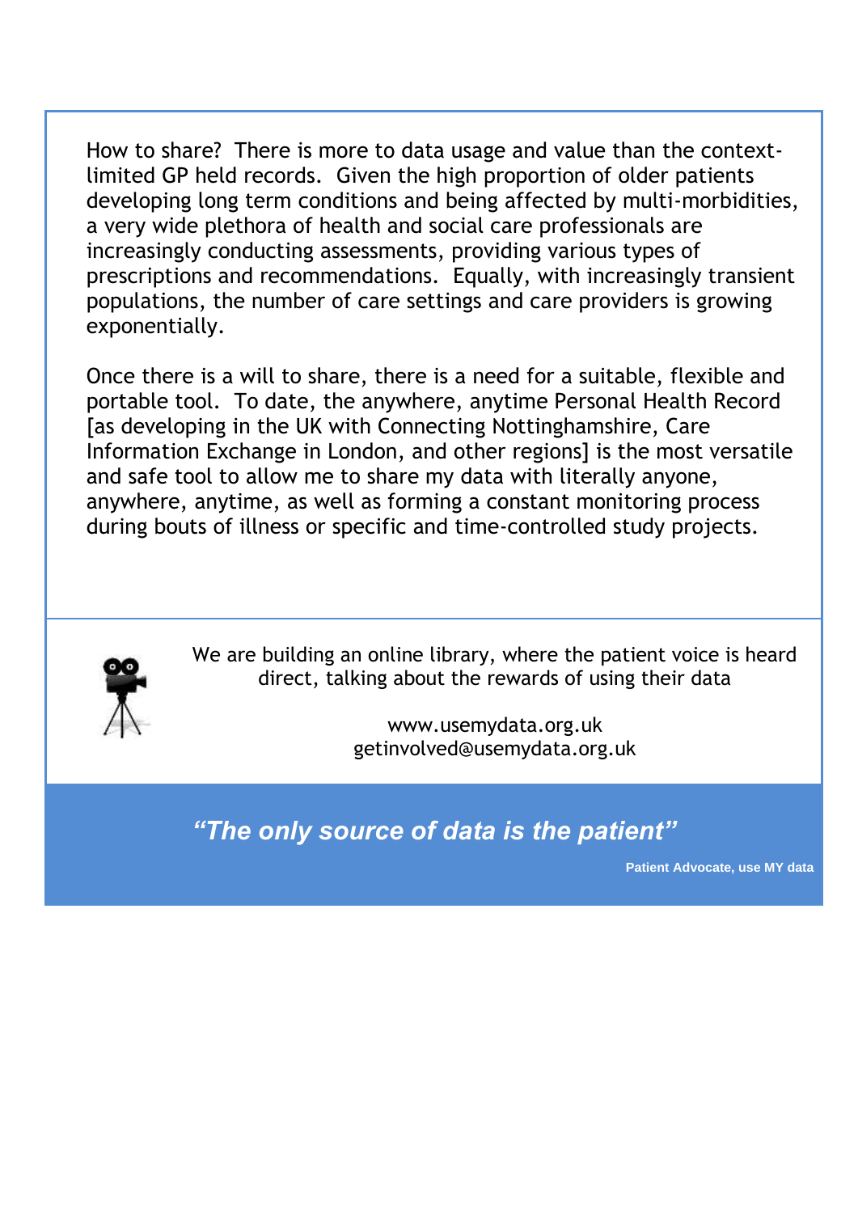How to share? There is more to data usage and value than the context-limited GP held records. Given the high proportion of older patients developing long term conditions and being affected by multi-morbidities, a very wide plethora of health and social care professionals are increasingly conducting assessments, providing various types of prescriptions and recommendations. Equally, with increasingly transient populations, the number of care settings and care providers is growing exponentially.

Once there is a will to share, there is a need for a suitable, flexible and portable tool. To date, the anywhere, anytime Personal Health Record [as developing in the UK with Connecting Nottinghamshire, Care Information Exchange in London, and other regions] is the most versatile and safe tool to allow me to share my data with literally anyone, anywhere, anytime, as well as forming a constant monitoring process during bouts of illness or specific and time-controlled study projects.

We are building an online library, where the patient voice is heard direct, talking about the rewards of using their data

www.usemydata.org.uk
getinvolved@usemydata.org.uk

***"The only source of data is the patient"***

**Patient Advocate, use MY data**